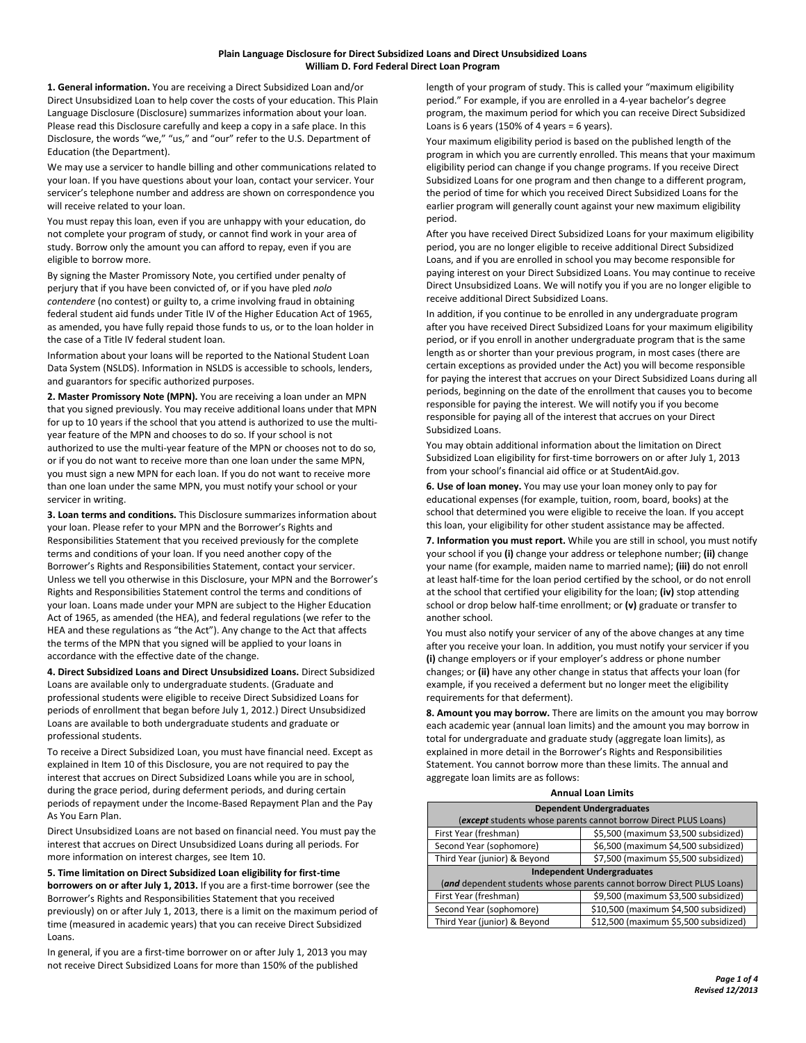# Plain Language Disclosure for Direct Subsidized Loans and Direct Unsubsidized Loans
## William D. Ford Federal Direct Loan Program

**1. General information.** You are receiving a Direct Subsidized Loan and/or Direct Unsubsidized Loan to help cover the costs of your education. This Plain Language Disclosure (Disclosure) summarizes information about your loan. Please read this Disclosure carefully and keep a copy in a safe place. In this Disclosure, the words "we," "us," and "our" refer to the U.S. Department of Education (the Department).

We may use a servicer to handle billing and other communications related to your loan. If you have questions about your loan, contact your servicer. Your servicer's telephone number and address are shown on correspondence you will receive related to your loan.

You must repay this loan, even if you are unhappy with your education, do not complete your program of study, or cannot find work in your area of study. Borrow only the amount you can afford to repay, even if you are eligible to borrow more.

By signing the Master Promissory Note, you certified under penalty of perjury that if you have been convicted of, or if you have pled *nolo contendere* (no contest) or guilty to, a crime involving fraud in obtaining federal student aid funds under Title IV of the Higher Education Act of 1965, as amended, you have fully repaid those funds to us, or to the loan holder in the case of a Title IV federal student loan.

Information about your loans will be reported to the National Student Loan Data System (NSLDS). Information in NSLDS is accessible to schools, lenders, and guarantors for specific authorized purposes.

**2. Master Promissory Note (MPN).** You are receiving a loan under an MPN that you signed previously. You may receive additional loans under that MPN for up to 10 years if the school that you attend is authorized to use the multi-year feature of the MPN and chooses to do so. If your school is not authorized to use the multi-year feature of the MPN or chooses not to do so, or if you do not want to receive more than one loan under the same MPN, you must sign a new MPN for each loan. If you do not want to receive more than one loan under the same MPN, you must notify your school or your servicer in writing.

**3. Loan terms and conditions.** This Disclosure summarizes information about your loan. Please refer to your MPN and the Borrower's Rights and Responsibilities Statement that you received previously for the complete terms and conditions of your loan. If you need another copy of the Borrower's Rights and Responsibilities Statement, contact your servicer. Unless we tell you otherwise in this Disclosure, your MPN and the Borrower's Rights and Responsibilities Statement control the terms and conditions of your loan. Loans made under your MPN are subject to the Higher Education Act of 1965, as amended (the HEA), and federal regulations (we refer to the HEA and these regulations as "the Act"). Any change to the Act that affects the terms of the MPN that you signed will be applied to your loans in accordance with the effective date of the change.

**4. Direct Subsidized Loans and Direct Unsubsidized Loans.** Direct Subsidized Loans are available only to undergraduate students. (Graduate and professional students were eligible to receive Direct Subsidized Loans for periods of enrollment that began before July 1, 2012.) Direct Unsubsidized Loans are available to both undergraduate students and graduate or professional students.

To receive a Direct Subsidized Loan, you must have financial need. Except as explained in Item 10 of this Disclosure, you are not required to pay the interest that accrues on Direct Subsidized Loans while you are in school, during the grace period, during deferment periods, and during certain periods of repayment under the Income-Based Repayment Plan and the Pay As You Earn Plan.

Direct Unsubsidized Loans are not based on financial need. You must pay the interest that accrues on Direct Unsubsidized Loans during all periods. For more information on interest charges, see Item 10.

**5. Time limitation on Direct Subsidized Loan eligibility for first-time borrowers on or after July 1, 2013.** If you are a first-time borrower (see the Borrower's Rights and Responsibilities Statement that you received previously) on or after July 1, 2013, there is a limit on the maximum period of time (measured in academic years) that you can receive Direct Subsidized Loans.

In general, if you are a first-time borrower on or after July 1, 2013 you may not receive Direct Subsidized Loans for more than 150% of the published length of your program of study. This is called your "maximum eligibility period." For example, if you are enrolled in a 4-year bachelor's degree program, the maximum period for which you can receive Direct Subsidized Loans is 6 years (150% of 4 years = 6 years).

Your maximum eligibility period is based on the published length of the program in which you are currently enrolled. This means that your maximum eligibility period can change if you change programs. If you receive Direct Subsidized Loans for one program and then change to a different program, the period of time for which you received Direct Subsidized Loans for the earlier program will generally count against your new maximum eligibility period.

After you have received Direct Subsidized Loans for your maximum eligibility period, you are no longer eligible to receive additional Direct Subsidized Loans, and if you are enrolled in school you may become responsible for paying interest on your Direct Subsidized Loans. You may continue to receive Direct Unsubsidized Loans. We will notify you if you are no longer eligible to receive additional Direct Subsidized Loans.

In addition, if you continue to be enrolled in any undergraduate program after you have received Direct Subsidized Loans for your maximum eligibility period, or if you enroll in another undergraduate program that is the same length as or shorter than your previous program, in most cases (there are certain exceptions as provided under the Act) you will become responsible for paying the interest that accrues on your Direct Subsidized Loans during all periods, beginning on the date of the enrollment that causes you to become responsible for paying the interest. We will notify you if you become responsible for paying all of the interest that accrues on your Direct Subsidized Loans.

You may obtain additional information about the limitation on Direct Subsidized Loan eligibility for first-time borrowers on or after July 1, 2013 from your school's financial aid office or at StudentAid.gov.

**6. Use of loan money.** You may use your loan money only to pay for educational expenses (for example, tuition, room, board, books) at the school that determined you were eligible to receive the loan. If you accept this loan, your eligibility for other student assistance may be affected.

**7. Information you must report.** While you are still in school, you must notify your school if you **(i)** change your address or telephone number; **(ii)** change your name (for example, maiden name to married name); **(iii)** do not enroll at least half-time for the loan period certified by the school, or do not enroll at the school that certified your eligibility for the loan; **(iv)** stop attending school or drop below half-time enrollment; or **(v)** graduate or transfer to another school.

You must also notify your servicer of any of the above changes at any time after you receive your loan. In addition, you must notify your servicer if you **(i)** change employers or if your employer's address or phone number changes; or **(ii)** have any other change in status that affects your loan (for example, if you received a deferment but no longer meet the eligibility requirements for that deferment).

**8. Amount you may borrow.** There are limits on the amount you may borrow each academic year (annual loan limits) and the amount you may borrow in total for undergraduate and graduate study (aggregate loan limits), as explained in more detail in the Borrower's Rights and Responsibilities Statement. You cannot borrow more than these limits. The annual and aggregate loan limits are as follows:

**Annual Loan Limits**

| **Dependent Undergraduates** (*except* students whose parents cannot borrow Direct PLUS Loans) | |
|---|---|
| First Year (freshman) | $5,500 (maximum $3,500 subsidized) |
| Second Year (sophomore) | $6,500 (maximum $4,500 subsidized) |
| Third Year (junior) & Beyond | $7,500 (maximum $5,500 subsidized) |
| **Independent Undergraduates** (*and* dependent students whose parents cannot borrow Direct PLUS Loans) | |
| First Year (freshman) | $9,500 (maximum $3,500 subsidized) |
| Second Year (sophomore) | $10,500 (maximum $4,500 subsidized) |
| Third Year (junior) & Beyond | $12,500 (maximum $5,500 subsidized) |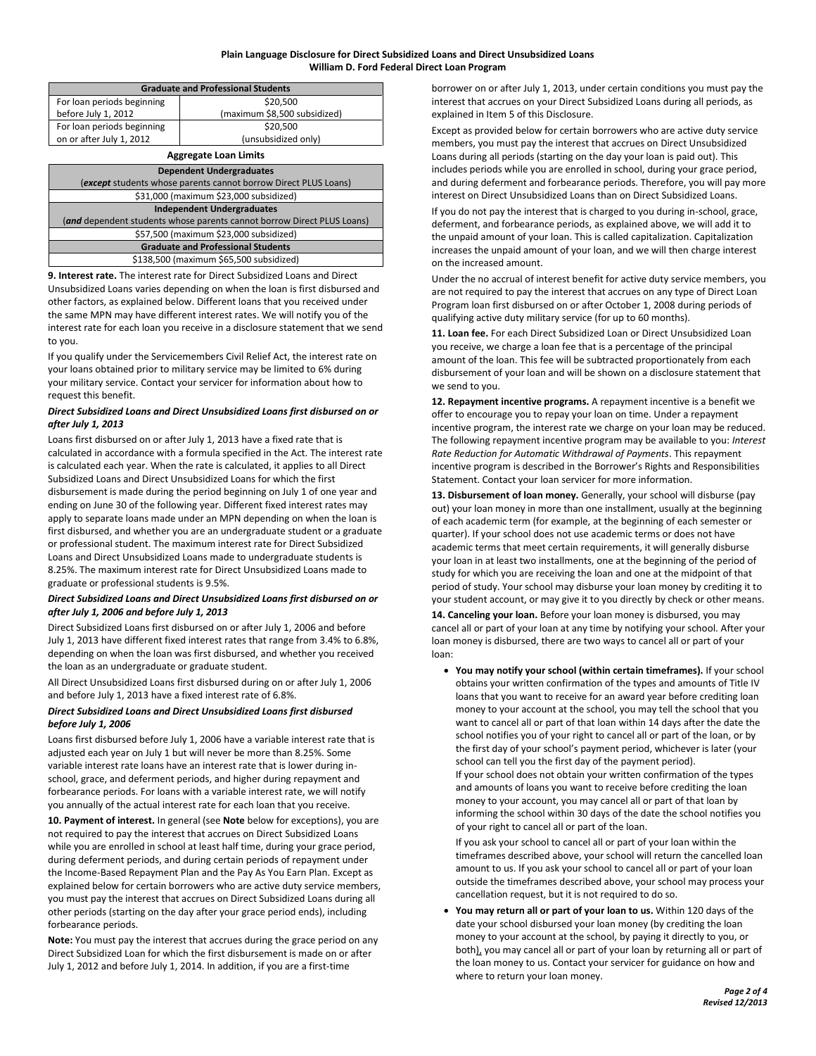| Graduate and Professional Students | |
|---|---|
| For loan periods beginning before July 1, 2012 | $20,500 (maximum $8,500 subsidized) |
| For loan periods beginning on or after July 1, 2012 | $20,500 (unsubsidized only) |

**Aggregate Loan Limits**

| Dependent Undergraduates (***except*** students whose parents cannot borrow Direct PLUS Loans) |
|---|
| $31,000 (maximum $23,000 subsidized) |
| **Independent Undergraduates** (***and*** dependent students whose parents cannot borrow Direct PLUS Loans) |
| $57,500 (maximum $23,000 subsidized) |
| **Graduate and Professional Students** |
| $138,500 (maximum $65,500 subsidized) |

**9. Interest rate.** The interest rate for Direct Subsidized Loans and Direct Unsubsidized Loans varies depending on when the loan is first disbursed and other factors, as explained below. Different loans that you received under the same MPN may have different interest rates. We will notify you of the interest rate for each loan you receive in a disclosure statement that we send to you.

If you qualify under the Servicemembers Civil Relief Act, the interest rate on your loans obtained prior to military service may be limited to 6% during your military service. Contact your servicer for information about how to request this benefit.

***Direct Subsidized Loans and Direct Unsubsidized Loans first disbursed on or after July 1, 2013***

Loans first disbursed on or after July 1, 2013 have a fixed rate that is calculated in accordance with a formula specified in the Act. The interest rate is calculated each year. When the rate is calculated, it applies to all Direct Subsidized Loans and Direct Unsubsidized Loans for which the first disbursement is made during the period beginning on July 1 of one year and ending on June 30 of the following year. Different fixed interest rates may apply to separate loans made under an MPN depending on when the loan is first disbursed, and whether you are an undergraduate student or a graduate or professional student. The maximum interest rate for Direct Subsidized Loans and Direct Unsubsidized Loans made to undergraduate students is 8.25%. The maximum interest rate for Direct Unsubsidized Loans made to graduate or professional students is 9.5%.

***Direct Subsidized Loans and Direct Unsubsidized Loans first disbursed on or after July 1, 2006 and before July 1, 2013***

Direct Subsidized Loans first disbursed on or after July 1, 2006 and before July 1, 2013 have different fixed interest rates that range from 3.4% to 6.8%, depending on when the loan was first disbursed, and whether you received the loan as an undergraduate or graduate student.

All Direct Unsubsidized Loans first disbursed during on or after July 1, 2006 and before July 1, 2013 have a fixed interest rate of 6.8%.

***Direct Subsidized Loans and Direct Unsubsidized Loans first disbursed before July 1, 2006***

Loans first disbursed before July 1, 2006 have a variable interest rate that is adjusted each year on July 1 but will never be more than 8.25%. Some variable interest rate loans have an interest rate that is lower during in-school, grace, and deferment periods, and higher during repayment and forbearance periods. For loans with a variable interest rate, we will notify you annually of the actual interest rate for each loan that you receive.

**10. Payment of interest.** In general (see **Note** below for exceptions), you are not required to pay the interest that accrues on Direct Subsidized Loans while you are enrolled in school at least half time, during your grace period, during deferment periods, and during certain periods of repayment under the Income-Based Repayment Plan and the Pay As You Earn Plan. Except as explained below for certain borrowers who are active duty service members, you must pay the interest that accrues on Direct Subsidized Loans during all other periods (starting on the day after your grace period ends), including forbearance periods.

**Note:** You must pay the interest that accrues during the grace period on any Direct Subsidized Loan for which the first disbursement is made on or after July 1, 2012 and before July 1, 2014. In addition, if you are a first-time borrower on or after July 1, 2013, under certain conditions you must pay the interest that accrues on your Direct Subsidized Loans during all periods, as explained in Item 5 of this Disclosure.

Except as provided below for certain borrowers who are active duty service members, you must pay the interest that accrues on Direct Unsubsidized Loans during all periods (starting on the day your loan is paid out). This includes periods while you are enrolled in school, during your grace period, and during deferment and forbearance periods. Therefore, you will pay more interest on Direct Unsubsidized Loans than on Direct Subsidized Loans.

If you do not pay the interest that is charged to you during in-school, grace, deferment, and forbearance periods, as explained above, we will add it to the unpaid amount of your loan. This is called capitalization. Capitalization increases the unpaid amount of your loan, and we will then charge interest on the increased amount.

Under the no accrual of interest benefit for active duty service members, you are not required to pay the interest that accrues on any type of Direct Loan Program loan first disbursed on or after October 1, 2008 during periods of qualifying active duty military service (for up to 60 months).

**11. Loan fee.** For each Direct Subsidized Loan or Direct Unsubsidized Loan you receive, we charge a loan fee that is a percentage of the principal amount of the loan. This fee will be subtracted proportionately from each disbursement of your loan and will be shown on a disclosure statement that we send to you.

**12. Repayment incentive programs.** A repayment incentive is a benefit we offer to encourage you to repay your loan on time. Under a repayment incentive program, the interest rate we charge on your loan may be reduced. The following repayment incentive program may be available to you: *Interest Rate Reduction for Automatic Withdrawal of Payments*. This repayment incentive program is described in the Borrower's Rights and Responsibilities Statement. Contact your loan servicer for more information.

**13. Disbursement of loan money.** Generally, your school will disburse (pay out) your loan money in more than one installment, usually at the beginning of each academic term (for example, at the beginning of each semester or quarter). If your school does not use academic terms or does not have academic terms that meet certain requirements, it will generally disburse your loan in at least two installments, one at the beginning of the period of study for which you are receiving the loan and one at the midpoint of that period of study. Your school may disburse your loan money by crediting it to your student account, or may give it to you directly by check or other means.

**14. Canceling your loan.** Before your loan money is disbursed, you may cancel all or part of your loan at any time by notifying your school. After your loan money is disbursed, there are two ways to cancel all or part of your loan:

- **You may notify your school (within certain timeframes).** If your school obtains your written confirmation of the types and amounts of Title IV loans that you want to receive for an award year before crediting loan money to your account at the school, you may tell the school that you want to cancel all or part of that loan within 14 days after the date the school notifies you of your right to cancel all or part of the loan, or by the first day of your school's payment period, whichever is later (your school can tell you the first day of the payment period).
  If your school does not obtain your written confirmation of the types and amounts of loans you want to receive before crediting the loan money to your account, you may cancel all or part of that loan by informing the school within 30 days of the date the school notifies you of your right to cancel all or part of the loan.

  If you ask your school to cancel all or part of your loan within the timeframes described above, your school will return the cancelled loan amount to us. If you ask your school to cancel all or part of your loan outside the timeframes described above, your school may process your cancellation request, but it is not required to do so.

- **You may return all or part of your loan to us.** Within 120 days of the date your school disbursed your loan money (by crediting the loan money to your account at the school, by paying it directly to you, or both), you may cancel all or part of your loan by returning all or part of the loan money to us. Contact your servicer for guidance on how and where to return your loan money.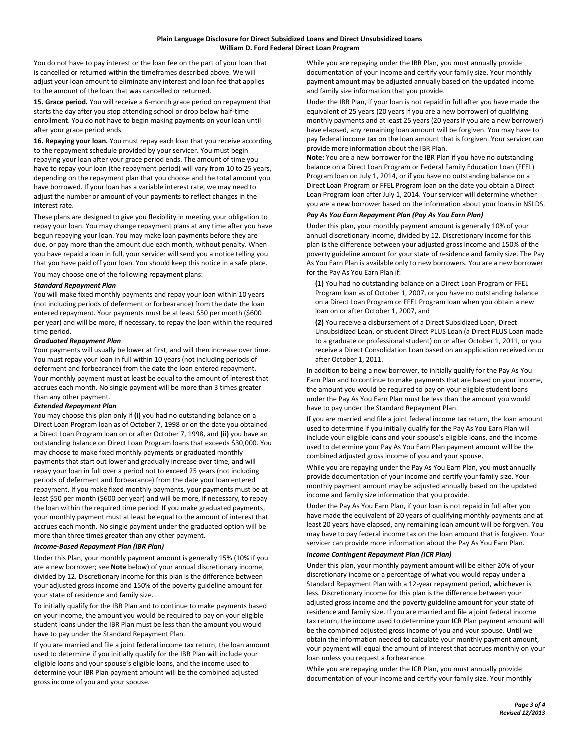You do not have to pay interest or the loan fee on the part of your loan that is cancelled or returned within the timeframes described above. We will adjust your loan amount to eliminate any interest and loan fee that applies to the amount of the loan that was cancelled or returned.

**15. Grace period.** You will receive a 6-month grace period on repayment that starts the day after you stop attending school or drop below half-time enrollment. You do not have to begin making payments on your loan until after your grace period ends.

**16. Repaying your loan.** You must repay each loan that you receive according to the repayment schedule provided by your servicer. You must begin repaying your loan after your grace period ends. The amount of time you have to repay your loan (the repayment period) will vary from 10 to 25 years, depending on the repayment plan that you choose and the total amount you have borrowed. If your loan has a variable interest rate, we may need to adjust the number or amount of your payments to reflect changes in the interest rate.

These plans are designed to give you flexibility in meeting your obligation to repay your loan. You may change repayment plans at any time after you have begun repaying your loan. You may make loan payments before they are due, or pay more than the amount due each month, without penalty. When you have repaid a loan in full, your servicer will send you a notice telling you that you have paid off your loan. You should keep this notice in a safe place.

You may choose one of the following repayment plans:

***Standard Repayment Plan***

You will make fixed monthly payments and repay your loan within 10 years (not including periods of deferment or forbearance) from the date the loan entered repayment. Your payments must be at least $50 per month ($600 per year) and will be more, if necessary, to repay the loan within the required time period.

***Graduated Repayment Plan***

Your payments will usually be lower at first, and will then increase over time. You must repay your loan in full within 10 years (not including periods of deferment and forbearance) from the date the loan entered repayment. Your monthly payment must at least be equal to the amount of interest that accrues each month. No single payment will be more than 3 times greater than any other payment.

***Extended Repayment Plan***

You may choose this plan only if **(i)** you had no outstanding balance on a Direct Loan Program loan as of October 7, 1998 or on the date you obtained a Direct Loan Program loan on or after October 7, 1998, and **(ii)** you have an outstanding balance on Direct Loan Program loans that exceeds $30,000. You may choose to make fixed monthly payments or graduated monthly payments that start out lower and gradually increase over time, and will repay your loan in full over a period not to exceed 25 years (not including periods of deferment and forbearance) from the date your loan entered repayment. If you make fixed monthly payments, your payments must be at least $50 per month ($600 per year) and will be more, if necessary, to repay the loan within the required time period. If you make graduated payments, your monthly payment must at least be equal to the amount of interest that accrues each month. No single payment under the graduated option will be more than three times greater than any other payment.

***Income-Based Repayment Plan (IBR Plan)***

Under this Plan, your monthly payment amount is generally 15% (10% if you are a new borrower; see **Note** below) of your annual discretionary income, divided by 12. Discretionary income for this plan is the difference between your adjusted gross income and 150% of the poverty guideline amount for your state of residence and family size.

To initially qualify for the IBR Plan and to continue to make payments based on your income, the amount you would be required to pay on your eligible student loans under the IBR Plan must be less than the amount you would have to pay under the Standard Repayment Plan.

If you are married and file a joint federal income tax return, the loan amount used to determine if you initially qualify for the IBR Plan will include your eligible loans and your spouse's eligible loans, and the income used to determine your IBR Plan payment amount will be the combined adjusted gross income of you and your spouse.

While you are repaying under the IBR Plan, you must annually provide documentation of your income and certify your family size. Your monthly payment amount may be adjusted annually based on the updated income and family size information that you provide.

Under the IBR Plan, if your loan is not repaid in full after you have made the equivalent of 25 years (20 years if you are a new borrower) of qualifying monthly payments and at least 25 years (20 years if you are a new borrower) have elapsed, any remaining loan amount will be forgiven. You may have to pay federal income tax on the loan amount that is forgiven. Your servicer can provide more information about the IBR Plan.

**Note:** You are a new borrower for the IBR Plan if you have no outstanding balance on a Direct Loan Program or Federal Family Education Loan (FFEL) Program loan on July 1, 2014, or if you have no outstanding balance on a Direct Loan Program or FFEL Program loan on the date you obtain a Direct Loan Program loan after July 1, 2014. Your servicer will determine whether you are a new borrower based on the information about your loans in NSLDS.

***Pay As You Earn Repayment Plan (Pay As You Earn Plan)***

Under this plan, your monthly payment amount is generally 10% of your annual discretionary income, divided by 12. Discretionary income for this plan is the difference between your adjusted gross income and 150% of the poverty guideline amount for your state of residence and family size. The Pay As You Earn Plan is available only to new borrowers. You are a new borrower for the Pay As You Earn Plan if:

**(1)** You had no outstanding balance on a Direct Loan Program or FFEL Program loan as of October 1, 2007, or you have no outstanding balance on a Direct Loan Program or FFEL Program loan when you obtain a new loan on or after October 1, 2007, and

**(2)** You receive a disbursement of a Direct Subsidized Loan, Direct Unsubsidized Loan, or student Direct PLUS Loan (a Direct PLUS Loan made to a graduate or professional student) on or after October 1, 2011, or you receive a Direct Consolidation Loan based on an application received on or after October 1, 2011.

In addition to being a new borrower, to initially qualify for the Pay As You Earn Plan and to continue to make payments that are based on your income, the amount you would be required to pay on your eligible student loans under the Pay As You Earn Plan must be less than the amount you would have to pay under the Standard Repayment Plan.

If you are married and file a joint federal income tax return, the loan amount used to determine if you initially qualify for the Pay As You Earn Plan will include your eligible loans and your spouse's eligible loans, and the income used to determine your Pay As You Earn Plan payment amount will be the combined adjusted gross income of you and your spouse.

While you are repaying under the Pay As You Earn Plan, you must annually provide documentation of your income and certify your family size. Your monthly payment amount may be adjusted annually based on the updated income and family size information that you provide.

Under the Pay As You Earn Plan, if your loan is not repaid in full after you have made the equivalent of 20 years of qualifying monthly payments and at least 20 years have elapsed, any remaining loan amount will be forgiven. You may have to pay federal income tax on the loan amount that is forgiven. Your servicer can provide more information about the Pay As You Earn Plan.

***Income Contingent Repayment Plan (ICR Plan)***

Under this plan, your monthly payment amount will be either 20% of your discretionary income or a percentage of what you would repay under a Standard Repayment Plan with a 12-year repayment period, whichever is less. Discretionary income for this plan is the difference between your adjusted gross income and the poverty guideline amount for your state of residence and family size. If you are married and file a joint federal income tax return, the income used to determine your ICR Plan payment amount will be the combined adjusted gross income of you and your spouse. Until we obtain the information needed to calculate your monthly payment amount, your payment will equal the amount of interest that accrues monthly on your loan unless you request a forbearance.

While you are repaying under the ICR Plan, you must annually provide documentation of your income and certify your family size. Your monthly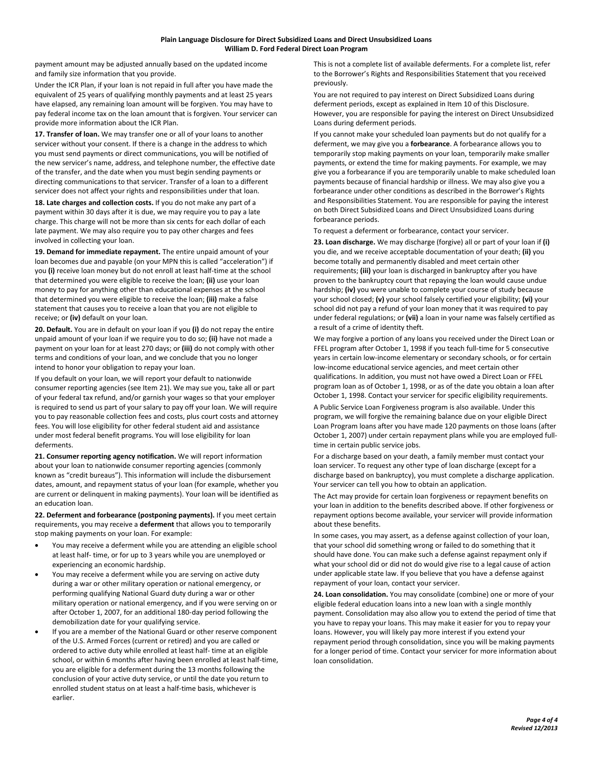payment amount may be adjusted annually based on the updated income and family size information that you provide.

Under the ICR Plan, if your loan is not repaid in full after you have made the equivalent of 25 years of qualifying monthly payments and at least 25 years have elapsed, any remaining loan amount will be forgiven. You may have to pay federal income tax on the loan amount that is forgiven. Your servicer can provide more information about the ICR Plan.

**17. Transfer of loan.** We may transfer one or all of your loans to another servicer without your consent. If there is a change in the address to which you must send payments or direct communications, you will be notified of the new servicer's name, address, and telephone number, the effective date of the transfer, and the date when you must begin sending payments or directing communications to that servicer. Transfer of a loan to a different servicer does not affect your rights and responsibilities under that loan.

**18. Late charges and collection costs.** If you do not make any part of a payment within 30 days after it is due, we may require you to pay a late charge. This charge will not be more than six cents for each dollar of each late payment. We may also require you to pay other charges and fees involved in collecting your loan.

**19. Demand for immediate repayment.** The entire unpaid amount of your loan becomes due and payable (on your MPN this is called "acceleration") if you **(i)** receive loan money but do not enroll at least half-time at the school that determined you were eligible to receive the loan; **(ii)** use your loan money to pay for anything other than educational expenses at the school that determined you were eligible to receive the loan; **(iii)** make a false statement that causes you to receive a loan that you are not eligible to receive; or **(iv)** default on your loan.

**20. Default.** You are in default on your loan if you **(i)** do not repay the entire unpaid amount of your loan if we require you to do so; **(ii)** have not made a payment on your loan for at least 270 days; or **(iii)** do not comply with other terms and conditions of your loan, and we conclude that you no longer intend to honor your obligation to repay your loan.

If you default on your loan, we will report your default to nationwide consumer reporting agencies (see Item 21). We may sue you, take all or part of your federal tax refund, and/or garnish your wages so that your employer is required to send us part of your salary to pay off your loan. We will require you to pay reasonable collection fees and costs, plus court costs and attorney fees. You will lose eligibility for other federal student aid and assistance under most federal benefit programs. You will lose eligibility for loan deferments.

**21. Consumer reporting agency notification.** We will report information about your loan to nationwide consumer reporting agencies (commonly known as "credit bureaus"). This information will include the disbursement dates, amount, and repayment status of your loan (for example, whether you are current or delinquent in making payments). Your loan will be identified as an education loan.

**22. Deferment and forbearance (postponing payments).** If you meet certain requirements, you may receive a **deferment** that allows you to temporarily stop making payments on your loan. For example:

- You may receive a deferment while you are attending an eligible school at least half- time, or for up to 3 years while you are unemployed or experiencing an economic hardship.
- You may receive a deferment while you are serving on active duty during a war or other military operation or national emergency, or performing qualifying National Guard duty during a war or other military operation or national emergency, and if you were serving on or after October 1, 2007, for an additional 180-day period following the demobilization date for your qualifying service.
- If you are a member of the National Guard or other reserve component of the U.S. Armed Forces (current or retired) and you are called or ordered to active duty while enrolled at least half- time at an eligible school, or within 6 months after having been enrolled at least half-time, you are eligible for a deferment during the 13 months following the conclusion of your active duty service, or until the date you return to enrolled student status on at least a half-time basis, whichever is earlier.

This is not a complete list of available deferments. For a complete list, refer to the Borrower's Rights and Responsibilities Statement that you received previously.

You are not required to pay interest on Direct Subsidized Loans during deferment periods, except as explained in Item 10 of this Disclosure. However, you are responsible for paying the interest on Direct Unsubsidized Loans during deferment periods.

If you cannot make your scheduled loan payments but do not qualify for a deferment, we may give you a **forbearance**. A forbearance allows you to temporarily stop making payments on your loan, temporarily make smaller payments, or extend the time for making payments. For example, we may give you a forbearance if you are temporarily unable to make scheduled loan payments because of financial hardship or illness. We may also give you a forbearance under other conditions as described in the Borrower's Rights and Responsibilities Statement. You are responsible for paying the interest on both Direct Subsidized Loans and Direct Unsubsidized Loans during forbearance periods.

To request a deferment or forbearance, contact your servicer.

**23. Loan discharge.** We may discharge (forgive) all or part of your loan if **(i)** you die, and we receive acceptable documentation of your death; **(ii)** you become totally and permanently disabled and meet certain other requirements; **(iii)** your loan is discharged in bankruptcy after you have proven to the bankruptcy court that repaying the loan would cause undue hardship; **(iv)** you were unable to complete your course of study because your school closed; **(v)** your school falsely certified your eligibility; **(vi)** your school did not pay a refund of your loan money that it was required to pay under federal regulations; or **(vii)** a loan in your name was falsely certified as a result of a crime of identity theft.

We may forgive a portion of any loans you received under the Direct Loan or FFEL program after October 1, 1998 if you teach full-time for 5 consecutive years in certain low-income elementary or secondary schools, or for certain low-income educational service agencies, and meet certain other qualifications. In addition, you must not have owed a Direct Loan or FFEL program loan as of October 1, 1998, or as of the date you obtain a loan after October 1, 1998. Contact your servicer for specific eligibility requirements.

A Public Service Loan Forgiveness program is also available. Under this program, we will forgive the remaining balance due on your eligible Direct Loan Program loans after you have made 120 payments on those loans (after October 1, 2007) under certain repayment plans while you are employed full-time in certain public service jobs.

For a discharge based on your death, a family member must contact your loan servicer. To request any other type of loan discharge (except for a discharge based on bankruptcy), you must complete a discharge application. Your servicer can tell you how to obtain an application.

The Act may provide for certain loan forgiveness or repayment benefits on your loan in addition to the benefits described above. If other forgiveness or repayment options become available, your servicer will provide information about these benefits.

In some cases, you may assert, as a defense against collection of your loan, that your school did something wrong or failed to do something that it should have done. You can make such a defense against repayment only if what your school did or did not do would give rise to a legal cause of action under applicable state law. If you believe that you have a defense against repayment of your loan, contact your servicer.

**24. Loan consolidation.** You may consolidate (combine) one or more of your eligible federal education loans into a new loan with a single monthly payment. Consolidation may also allow you to extend the period of time that you have to repay your loans. This may make it easier for you to repay your loans. However, you will likely pay more interest if you extend your repayment period through consolidation, since you will be making payments for a longer period of time. Contact your servicer for more information about loan consolidation.